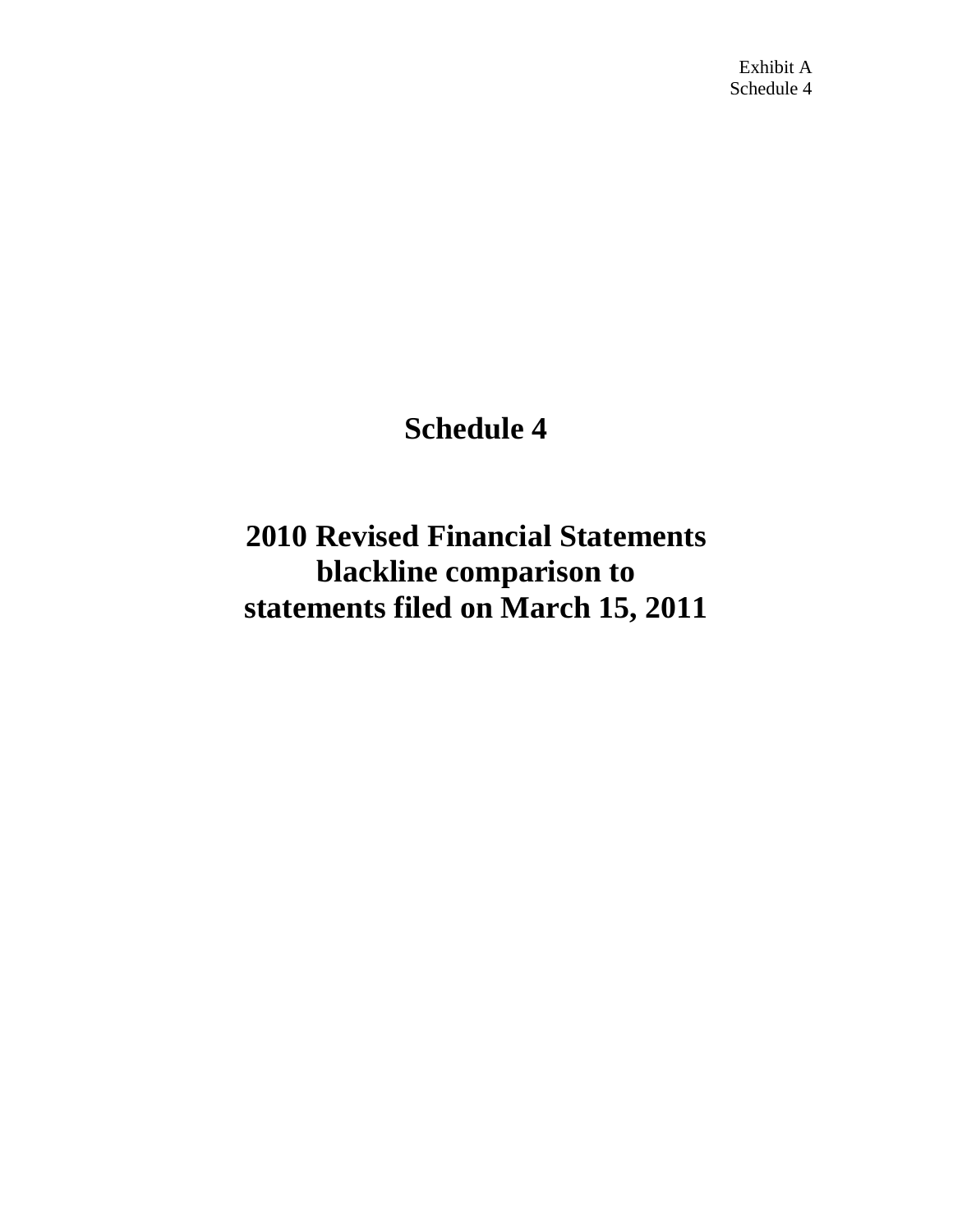Exhibit A
Schedule 4

# Schedule 4

# 2010 Revised Financial Statements blackline comparison to statements filed on March 15, 2011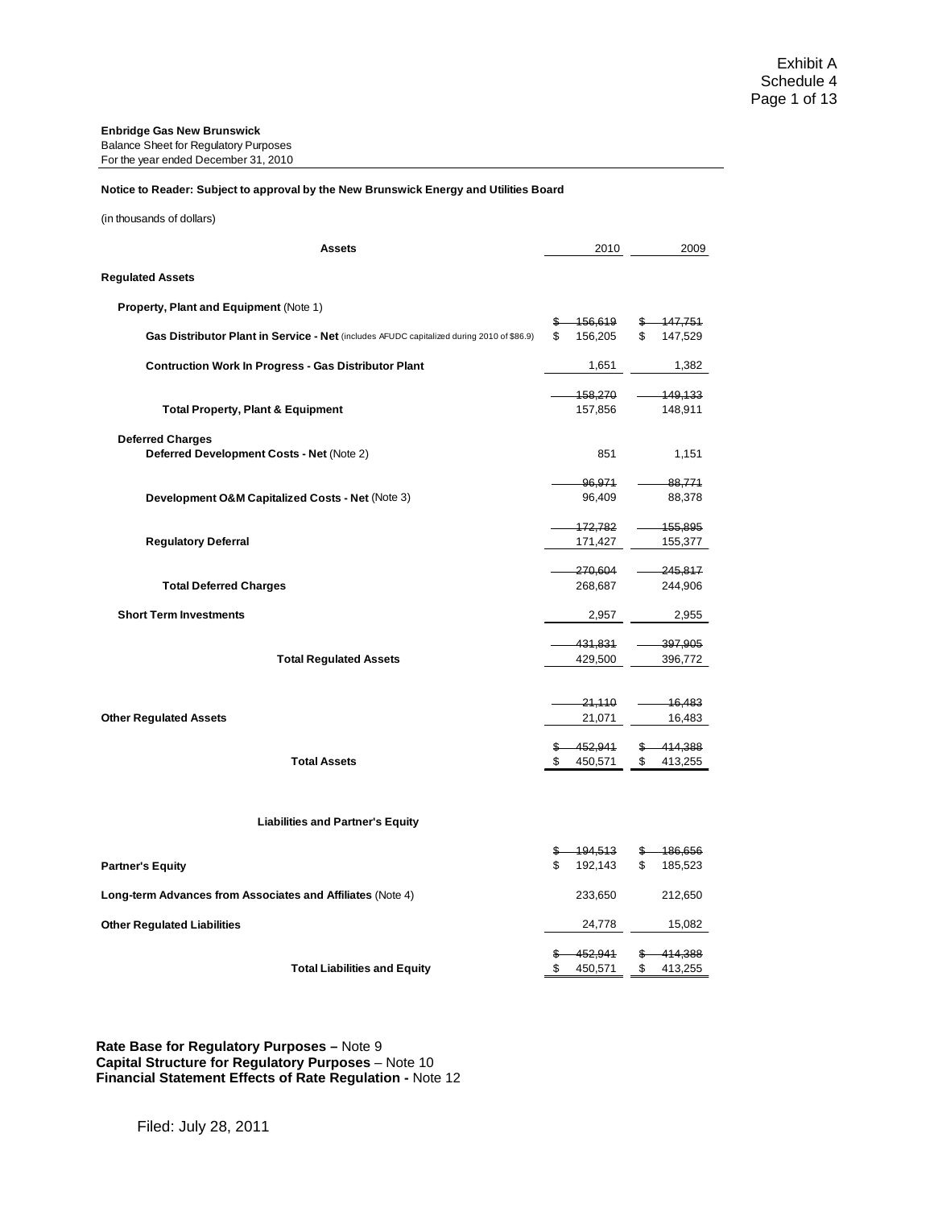**Enbridge Gas New Brunswick**
Balance Sheet for Regulatory Purposes
For the year ended December 31, 2010

**Notice to Reader: Subject to approval by the New Brunswick Energy and Utilities Board**

(in thousands of dollars)

| **Assets** | 2010 | 2009 |
|---|---|---|
| **Regulated Assets** | | |
| **Property, Plant and Equipment** (Note 1) | | |
| **Gas Distributor Plant in Service - Net** (includes AFUDC capitalized during 2010 of $86.9) | ~~$ 156,619~~ $ 156,205 | ~~$ 147,751~~ $ 147,529 |
| **Contruction Work In Progress - Gas Distributor Plant** | 1,651 | 1,382 |
| **Total Property, Plant & Equipment** | ~~158,270~~ 157,856 | ~~149,133~~ 148,911 |
| **Deferred Charges** | | |
| **Deferred Development Costs - Net** (Note 2) | 851 | 1,151 |
| **Development O&M Capitalized Costs - Net** (Note 3) | ~~96,971~~ 96,409 | ~~88,771~~ 88,378 |
| **Regulatory Deferral** | ~~172,782~~ 171,427 | ~~155,895~~ 155,377 |
| **Total Deferred Charges** | ~~270,604~~ 268,687 | ~~245,817~~ 244,906 |
| **Short Term Investments** | 2,957 | 2,955 |
| **Total Regulated Assets** | ~~431,831~~ 429,500 | ~~397,905~~ 396,772 |
| **Other Regulated Assets** | ~~21,110~~ 21,071 | ~~16,483~~ 16,483 |
| **Total Assets** | ~~$ 452,941~~ $ 450,571 | ~~$ 414,388~~ $ 413,255 |
| **Liabilities and Partner's Equity** | | |
| **Partner's Equity** | ~~$ 194,513~~ $ 192,143 | ~~$ 186,656~~ $ 185,523 |
| **Long-term Advances from Associates and Affiliates** (Note 4) | 233,650 | 212,650 |
| **Other Regulated Liabilities** | 24,778 | 15,082 |
| **Total Liabilities and Equity** | ~~$ 452,941~~ $ 450,571 | ~~$ 414,388~~ $ 413,255 |

**Rate Base for Regulatory Purposes –** Note 9
**Capital Structure for Regulatory Purposes** – Note 10
**Financial Statement Effects of Rate Regulation -** Note 12

Filed: July 28, 2011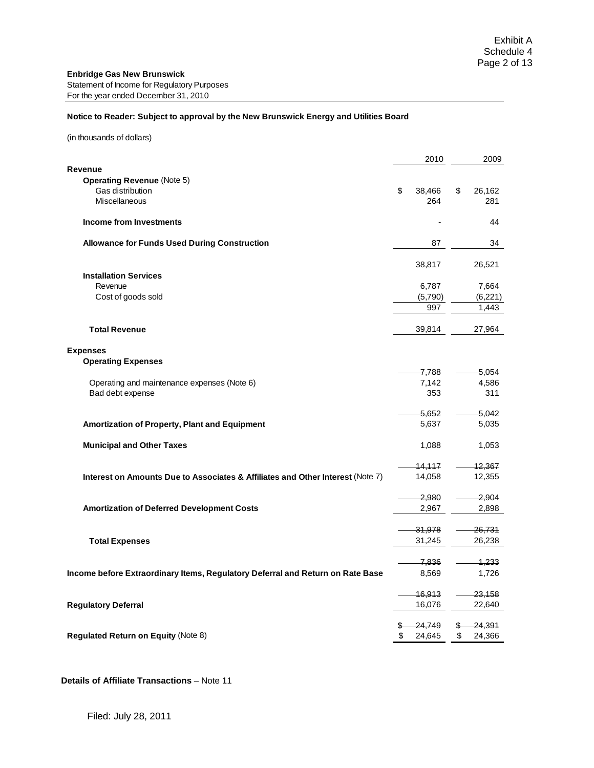Exhibit A
Schedule 4

**Enbridge Gas New Brunswick**
Statement of Income for Regulatory Purposes
For the year ended December 31, 2010

**Notice to Reader: Subject to approval by the New Brunswick Energy and Utilities Board**

(in thousands of dollars)

| | 2010 | 2009 |
|---|---|---|
| **Revenue** | | |
| **Operating Revenue** (Note 5) | | |
| Gas distribution | $ 38,466 | $ 26,162 |
| Miscellaneous | 264 | 281 |
| **Income from Investments** | - | 44 |
| **Allowance for Funds Used During Construction** | 87 | 34 |
| | 38,817 | 26,521 |
| **Installation Services** | | |
| Revenue | 6,787 | 7,664 |
| Cost of goods sold | (5,790) | (6,221) |
| | 997 | 1,443 |
| **Total Revenue** | 39,814 | 27,964 |
| **Expenses** | | |
| **Operating Expenses** | ~~7,788~~ | ~~5,054~~ |
| Operating and maintenance expenses (Note 6) | 7,142 | 4,586 |
| Bad debt expense | 353 | 311 |
| | ~~5,652~~ | ~~5,042~~ |
| **Amortization of Property, Plant and Equipment** | 5,637 | 5,035 |
| **Municipal and Other Taxes** | 1,088 | 1,053 |
| | ~~14,117~~ | ~~12,367~~ |
| **Interest on Amounts Due to Associates & Affiliates and Other Interest** (Note 7) | 14,058 | 12,355 |
| | ~~2,980~~ | ~~2,904~~ |
| **Amortization of Deferred Development Costs** | 2,967 | 2,898 |
| | ~~31,978~~ | ~~26,731~~ |
| **Total Expenses** | 31,245 | 26,238 |
| | ~~7,836~~ | ~~1,233~~ |
| **Income before Extraordinary Items, Regulatory Deferral and Return on Rate Base** | 8,569 | 1,726 |
| | ~~16,913~~ | ~~23,158~~ |
| **Regulatory Deferral** | 16,076 | 22,640 |
| | ~~$ 24,749~~ | ~~$ 24,391~~ |
| **Regulated Return on Equity** (Note 8) | $ 24,645 | $ 24,366 |

**Details of Affiliate Transactions** – Note 11

Filed: July 28, 2011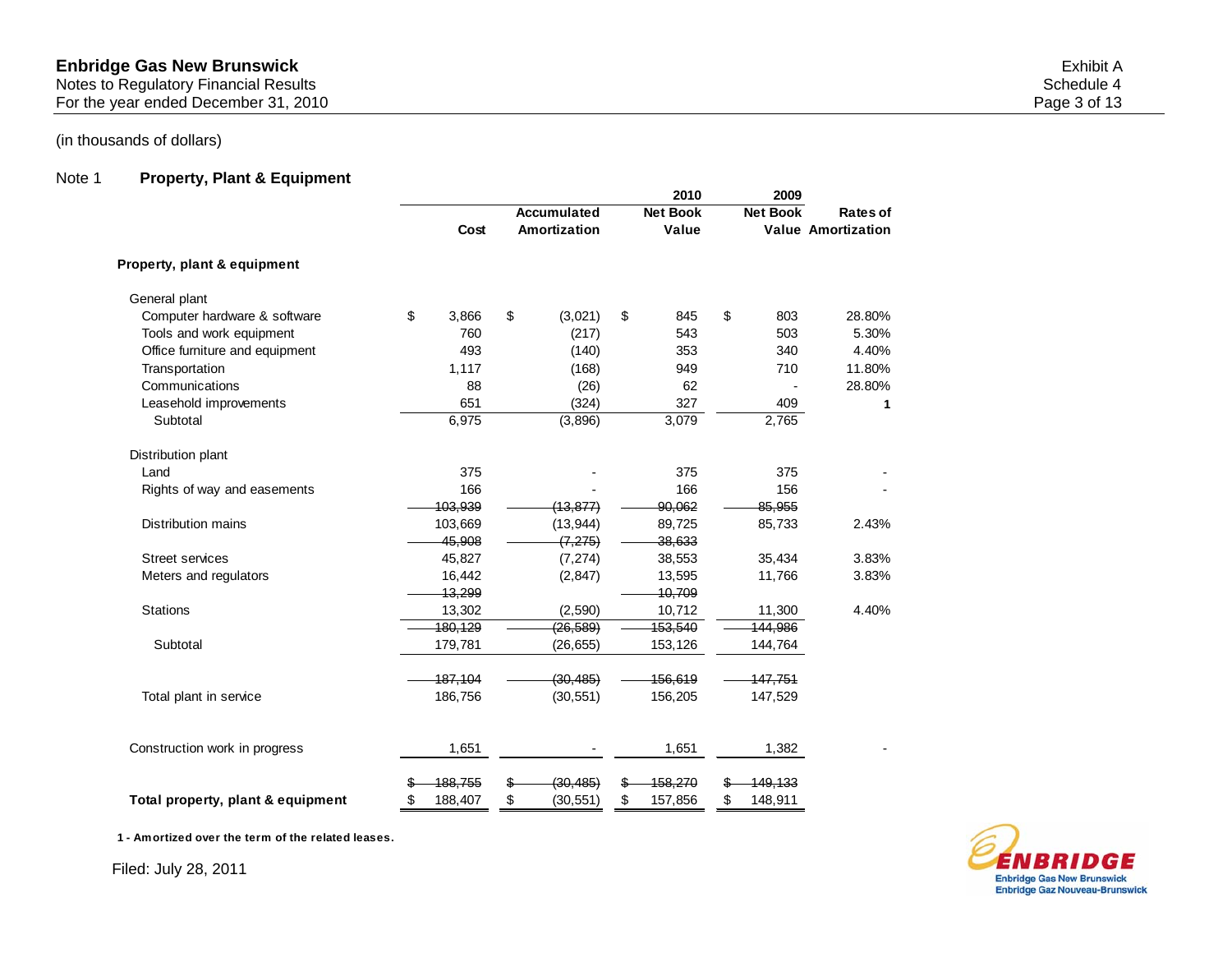**Enbridge Gas New Brunswick**
Notes to Regulatory Financial Results
For the year ended December 31, 2010

Exhibit A
Schedule 4

(in thousands of dollars)

## Note 1 Property, Plant & Equipment

| | Cost | Accumulated Amortization | 2010 Net Book Value | 2009 Net Book Value | Rates of Amortization |
|---|---|---|---|---|---|
| **Property, plant & equipment** | | | | | |
| General plant | | | | | |
| Computer hardware & software | $ 3,866 | $ (3,021) | $ 845 | $ 803 | 28.80% |
| Tools and work equipment | 760 | (217) | 543 | 503 | 5.30% |
| Office furniture and equipment | 493 | (140) | 353 | 340 | 4.40% |
| Transportation | 1,117 | (168) | 949 | 710 | 11.80% |
| Communications | 88 | (26) | 62 | - | 28.80% |
| Leasehold improvements | 651 | (324) | 327 | 409 | 1 |
| Subtotal | 6,975 | (3,896) | 3,079 | 2,765 | |
| Distribution plant | | | | | |
| Land | 375 | - | 375 | 375 | - |
| Rights of way and easements | 166 | - | 166 | 156 | - |
| | ~~103,939~~ | ~~(13,877)~~ | ~~90,062~~ | ~~85,955~~ | |
| Distribution mains | 103,669 | (13,944) | 89,725 | 85,733 | 2.43% |
| | ~~45,908~~ | ~~(7,275)~~ | ~~38,633~~ | | |
| Street services | 45,827 | (7,274) | 38,553 | 35,434 | 3.83% |
| Meters and regulators | 16,442 | (2,847) | 13,595 | 11,766 | 3.83% |
| | ~~13,299~~ | | ~~10,709~~ | | |
| Stations | 13,302 | (2,590) | 10,712 | 11,300 | 4.40% |
| | ~~180,129~~ | ~~(26,589)~~ | ~~153,540~~ | ~~144,986~~ | |
| Subtotal | 179,781 | (26,655) | 153,126 | 144,764 | |
| | ~~187,104~~ | ~~(30,485)~~ | ~~156,619~~ | ~~147,751~~ | |
| Total plant in service | 186,756 | (30,551) | 156,205 | 147,529 | |
| Construction work in progress | 1,651 | - | 1,651 | 1,382 | - |
| | ~~$ 188,755~~ | ~~$ (30,485)~~ | ~~$ 158,270~~ | ~~$ 149,133~~ | |
| **Total property, plant & equipment** | $ 188,407 | $ (30,551) | $ 157,856 | $ 148,911 | |

**1 - Amortized over the term of the related leases.**

Filed: July 28, 2011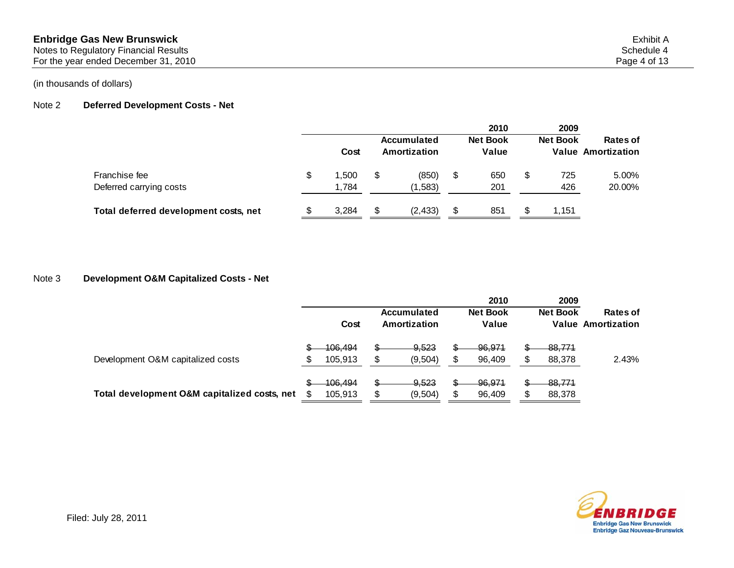# Enbridge Gas New Brunswick

Notes to Regulatory Financial Results
For the year ended December 31, 2010

Exhibit A
Schedule 4
Page 4 of 13

(in thousands of dollars)

## Note 2 Deferred Development Costs - Net

| | Cost | Accumulated Amortization | 2010 Net Book Value | 2009 Net Book Value | Rates of Amortization |
|---|---|---|---|---|---|
| Franchise fee | $ 1,500 | $ (850) | $ 650 | $ 725 | 5.00% |
| Deferred carrying costs | 1,784 | (1,583) | 201 | 426 | 20.00% |
| **Total deferred development costs, net** | $ 3,284 | $ (2,433) | $ 851 | $ 1,151 | |

## Note 3 Development O&M Capitalized Costs - Net

| | Cost | Accumulated Amortization | 2010 Net Book Value | 2009 Net Book Value | Rates of Amortization |
|---|---|---|---|---|---|
| | ~~$ 106,494~~ | ~~$ 9,523~~ | ~~$ 96,971~~ | ~~$ 88,771~~ | |
| Development O&M capitalized costs | $ 105,913 | $ (9,504) | $ 96,409 | $ 88,378 | 2.43% |
| | ~~$ 106,494~~ | ~~$ 9,523~~ | ~~$ 96,971~~ | ~~$ 88,771~~ | |
| **Total development O&M capitalized costs, net** | $ 105,913 | $ (9,504) | $ 96,409 | $ 88,378 | |

Filed: July 28, 2011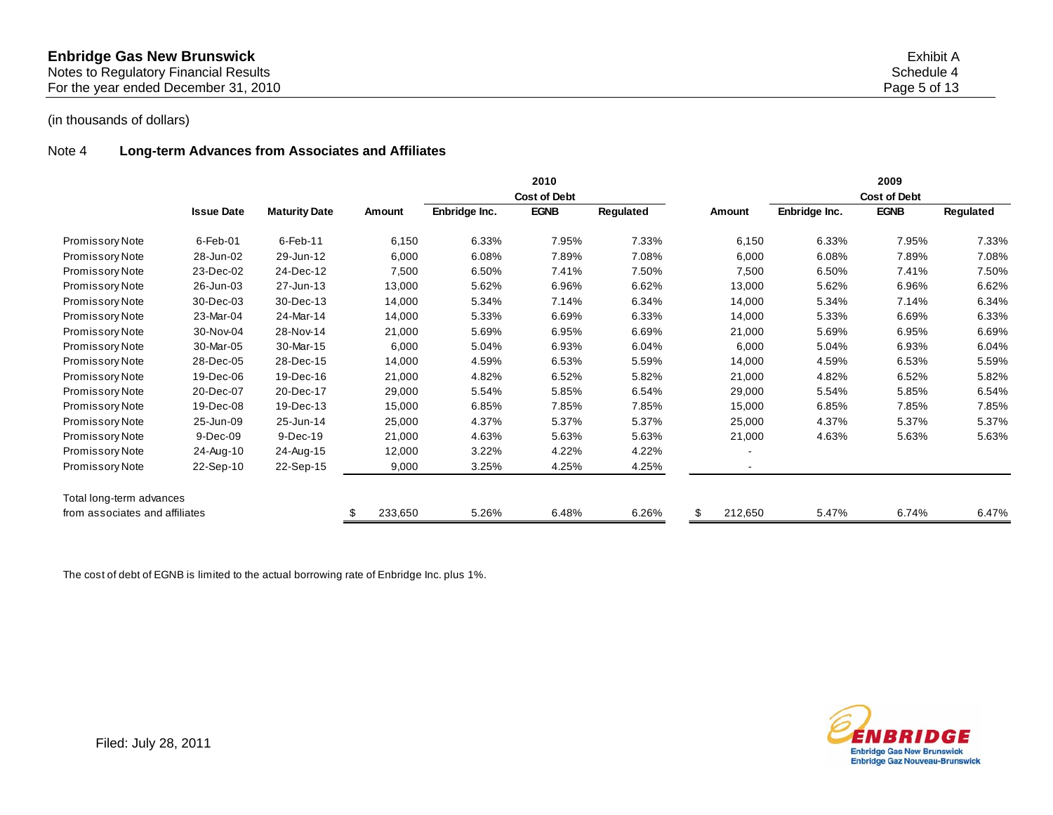**Enbridge Gas New Brunswick**
Notes to Regulatory Financial Results
For the year ended December 31, 2010

Exhibit A
Schedule 4

(in thousands of dollars)

## Note 4 Long-term Advances from Associates and Affiliates

| | | | 2010 | | | | 2009 | | | |
|---|---|---|---|---|---|---|---|---|---|---|
| | | | | Cost of Debt | | | | Cost of Debt | | |
| | Issue Date | Maturity Date | Amount | Enbridge Inc. | EGNB | Regulated | Amount | Enbridge Inc. | EGNB | Regulated |
| Promissory Note | 6-Feb-01 | 6-Feb-11 | 6,150 | 6.33% | 7.95% | 7.33% | 6,150 | 6.33% | 7.95% | 7.33% |
| Promissory Note | 28-Jun-02 | 29-Jun-12 | 6,000 | 6.08% | 7.89% | 7.08% | 6,000 | 6.08% | 7.89% | 7.08% |
| Promissory Note | 23-Dec-02 | 24-Dec-12 | 7,500 | 6.50% | 7.41% | 7.50% | 7,500 | 6.50% | 7.41% | 7.50% |
| Promissory Note | 26-Jun-03 | 27-Jun-13 | 13,000 | 5.62% | 6.96% | 6.62% | 13,000 | 5.62% | 6.96% | 6.62% |
| Promissory Note | 30-Dec-03 | 30-Dec-13 | 14,000 | 5.34% | 7.14% | 6.34% | 14,000 | 5.34% | 7.14% | 6.34% |
| Promissory Note | 23-Mar-04 | 24-Mar-14 | 14,000 | 5.33% | 6.69% | 6.33% | 14,000 | 5.33% | 6.69% | 6.33% |
| Promissory Note | 30-Nov-04 | 28-Nov-14 | 21,000 | 5.69% | 6.95% | 6.69% | 21,000 | 5.69% | 6.95% | 6.69% |
| Promissory Note | 30-Mar-05 | 30-Mar-15 | 6,000 | 5.04% | 6.93% | 6.04% | 6,000 | 5.04% | 6.93% | 6.04% |
| Promissory Note | 28-Dec-05 | 28-Dec-15 | 14,000 | 4.59% | 6.53% | 5.59% | 14,000 | 4.59% | 6.53% | 5.59% |
| Promissory Note | 19-Dec-06 | 19-Dec-16 | 21,000 | 4.82% | 6.52% | 5.82% | 21,000 | 4.82% | 6.52% | 5.82% |
| Promissory Note | 20-Dec-07 | 20-Dec-17 | 29,000 | 5.54% | 5.85% | 6.54% | 29,000 | 5.54% | 5.85% | 6.54% |
| Promissory Note | 19-Dec-08 | 19-Dec-13 | 15,000 | 6.85% | 7.85% | 7.85% | 15,000 | 6.85% | 7.85% | 7.85% |
| Promissory Note | 25-Jun-09 | 25-Jun-14 | 25,000 | 4.37% | 5.37% | 5.37% | 25,000 | 4.37% | 5.37% | 5.37% |
| Promissory Note | 9-Dec-09 | 9-Dec-19 | 21,000 | 4.63% | 5.63% | 5.63% | 21,000 | 4.63% | 5.63% | 5.63% |
| Promissory Note | 24-Aug-10 | 24-Aug-15 | 12,000 | 3.22% | 4.22% | 4.22% | - | | | |
| Promissory Note | 22-Sep-10 | 22-Sep-15 | 9,000 | 3.25% | 4.25% | 4.25% | - | | | |
| Total long-term advances from associates and affiliates | | | $ 233,650 | 5.26% | 6.48% | 6.26% | $ 212,650 | 5.47% | 6.74% | 6.47% |

The cost of debt of EGNB is limited to the actual borrowing rate of Enbridge Inc. plus 1%.

Filed: July 28, 2011

ENBRIDGE
Enbridge Gas New Brunswick
Enbridge Gaz Nouveau-Brunswick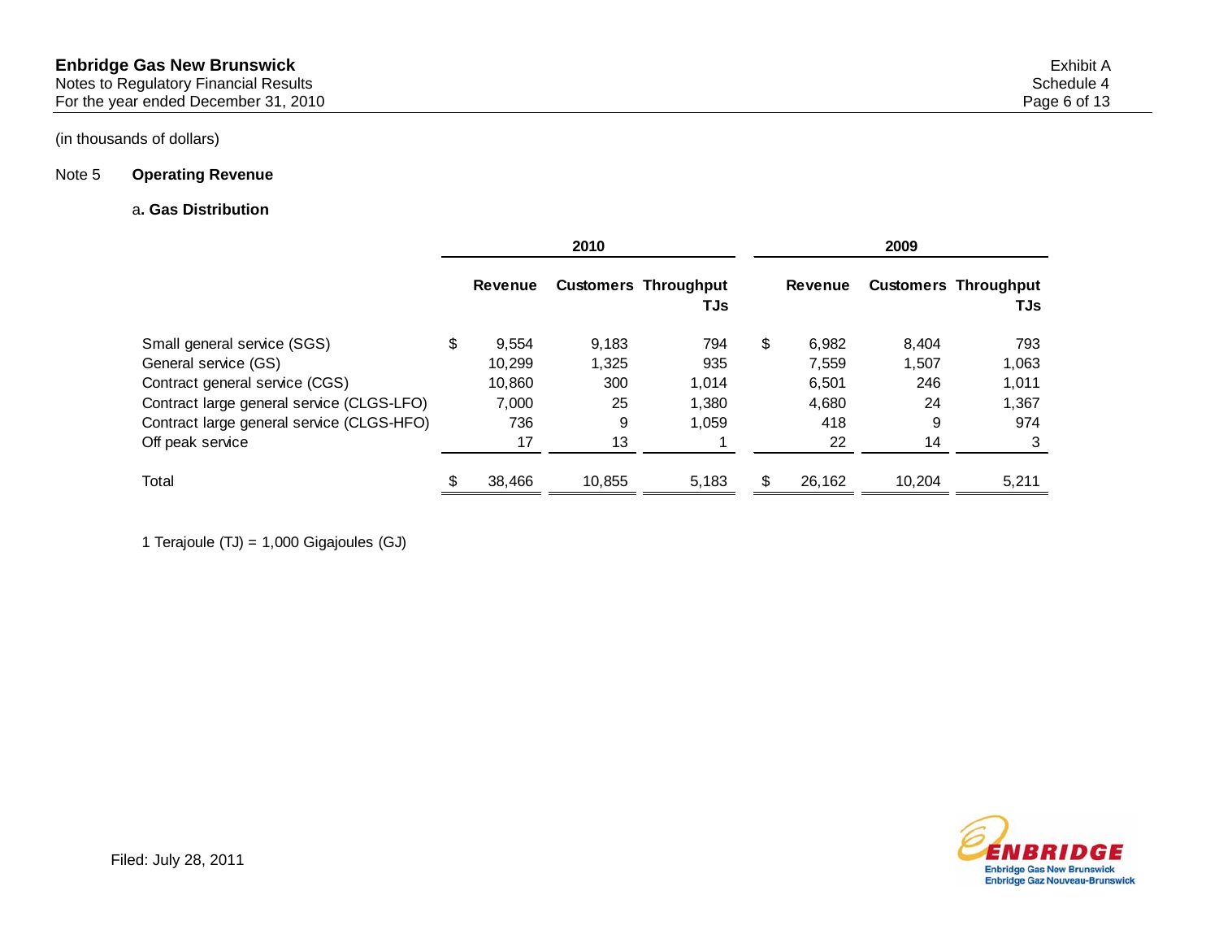(in thousands of dollars)

## Note 5 Operating Revenue

### a. Gas Distribution

| | 2010 | | | 2009 | | |
|---|---|---|---|---|---|---|
| | Revenue | Customers | Throughput TJs | Revenue | Customers | Throughput TJs |
| Small general service (SGS) | $ 9,554 | 9,183 | 794 | $ 6,982 | 8,404 | 793 |
| General service (GS) | 10,299 | 1,325 | 935 | 7,559 | 1,507 | 1,063 |
| Contract general service (CGS) | 10,860 | 300 | 1,014 | 6,501 | 246 | 1,011 |
| Contract large general service (CLGS-LFO) | 7,000 | 25 | 1,380 | 4,680 | 24 | 1,367 |
| Contract large general service (CLGS-HFO) | 736 | 9 | 1,059 | 418 | 9 | 974 |
| Off peak service | 17 | 13 | 1 | 22 | 14 | 3 |
| Total | $ 38,466 | 10,855 | 5,183 | $ 26,162 | 10,204 | 5,211 |

1 Terajoule (TJ) = 1,000 Gigajoules (GJ)

Filed: July 28, 2011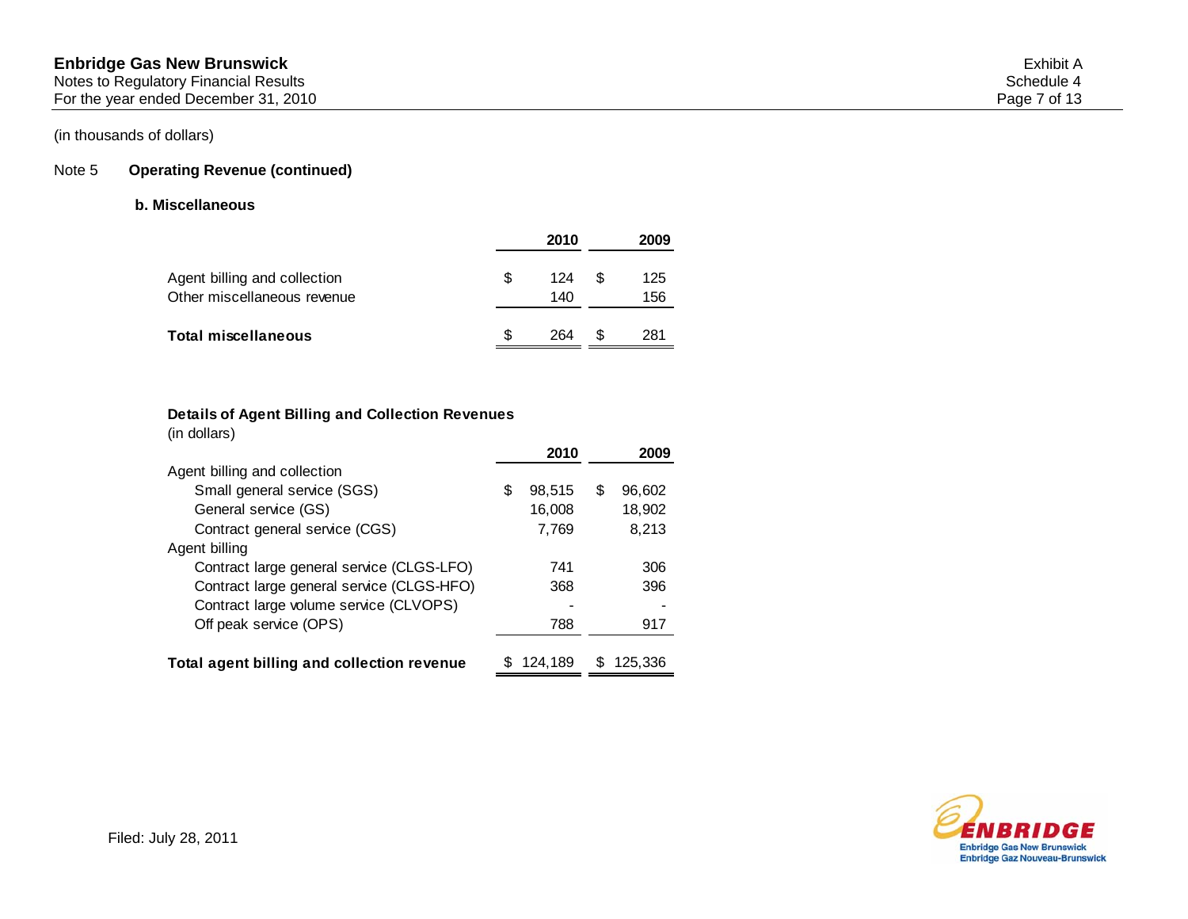(in thousands of dollars)

## Note 5 Operating Revenue (continued)

### b. Miscellaneous

| | 2010 | 2009 |
|---|---|---|
| Agent billing and collection | $ 124 | $ 125 |
| Other miscellaneous revenue | 140 | 156 |
| **Total miscellaneous** | $ 264 | $ 281 |

**Details of Agent Billing and Collection Revenues**
(in dollars)

| | 2010 | 2009 |
|---|---|---|
| Agent billing and collection | | |
| Small general service (SGS) | $ 98,515 | $ 96,602 |
| General service (GS) | 16,008 | 18,902 |
| Contract general service (CGS) | 7,769 | 8,213 |
| Agent billing | | |
| Contract large general service (CLGS-LFO) | 741 | 306 |
| Contract large general service (CLGS-HFO) | 368 | 396 |
| Contract large volume service (CLVOPS) | - | - |
| Off peak service (OPS) | 788 | 917 |
| **Total agent billing and collection revenue** | $ 124,189 | $ 125,336 |

Filed: July 28, 2011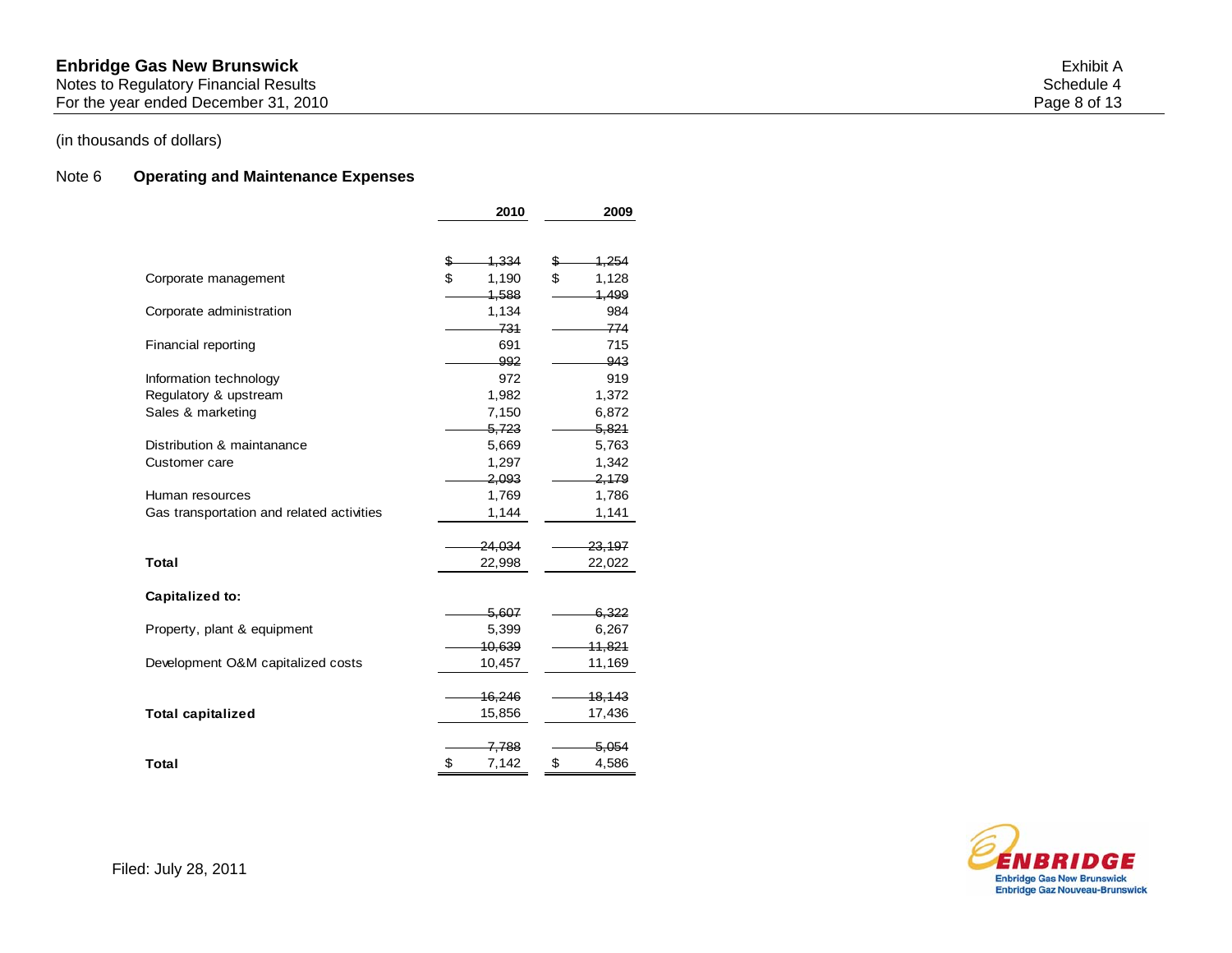**Enbridge Gas New Brunswick**
Notes to Regulatory Financial Results
For the year ended December 31, 2010

Exhibit A
Schedule 4

(in thousands of dollars)

## Note 6 Operating and Maintenance Expenses

| | 2010 | 2009 |
|---|---|---|
| | ~~$ 1,334~~ | ~~$ 1,254~~ |
| Corporate management | $ 1,190 | $ 1,128 |
| | ~~1,588~~ | ~~1,499~~ |
| Corporate administration | 1,134 | 984 |
| | ~~731~~ | ~~774~~ |
| Financial reporting | 691 | 715 |
| | ~~992~~ | ~~943~~ |
| Information technology | 972 | 919 |
| Regulatory & upstream | 1,982 | 1,372 |
| Sales & marketing | 7,150 | 6,872 |
| | ~~5,723~~ | ~~5,821~~ |
| Distribution & maintanance | 5,669 | 5,763 |
| Customer care | 1,297 | 1,342 |
| | ~~2,093~~ | ~~2,179~~ |
| Human resources | 1,769 | 1,786 |
| Gas transportation and related activities | 1,144 | 1,141 |
| | ~~24,034~~ | ~~23,197~~ |
| **Total** | 22,998 | 22,022 |
| **Capitalized to:** | | |
| | ~~5,607~~ | ~~6,322~~ |
| Property, plant & equipment | 5,399 | 6,267 |
| | ~~10,639~~ | ~~11,821~~ |
| Development O&M capitalized costs | 10,457 | 11,169 |
| | ~~16,246~~ | ~~18,143~~ |
| **Total capitalized** | 15,856 | 17,436 |
| | ~~7,788~~ | ~~5,054~~ |
| **Total** | $ 7,142 | $ 4,586 |

Filed: July 28, 2011

ENBRIDGE
Enbridge Gas New Brunswick
Enbridge Gaz Nouveau-Brunswick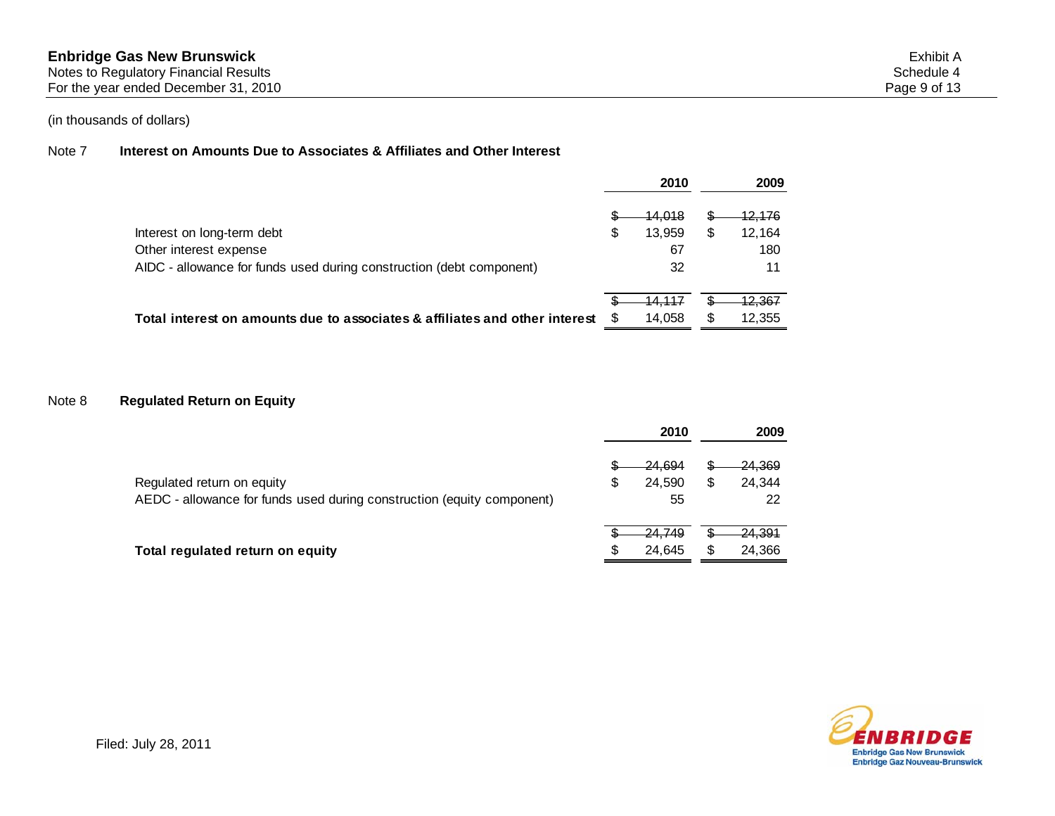(in thousands of dollars)

## Note 7 **Interest on Amounts Due to Associates & Affiliates and Other Interest**

| | 2010 | 2009 |
|---|---|---|
| | ~~$ 14,018~~ | ~~$ 12,176~~ |
| Interest on long-term debt | $ 13,959 | $ 12,164 |
| Other interest expense | 67 | 180 |
| AIDC - allowance for funds used during construction (debt component) | 32 | 11 |
| | ~~$ 14,117~~ | ~~$ 12,367~~ |
| **Total interest on amounts due to associates & affiliates and other interest** | $ 14,058 | $ 12,355 |

## Note 8 **Regulated Return on Equity**

| | 2010 | 2009 |
|---|---|---|
| | ~~$ 24,694~~ | ~~$ 24,369~~ |
| Regulated return on equity | $ 24,590 | $ 24,344 |
| AEDC - allowance for funds used during construction (equity component) | 55 | 22 |
| | ~~$ 24,749~~ | ~~$ 24,391~~ |
| **Total regulated return on equity** | $ 24,645 | $ 24,366 |

Filed: July 28, 2011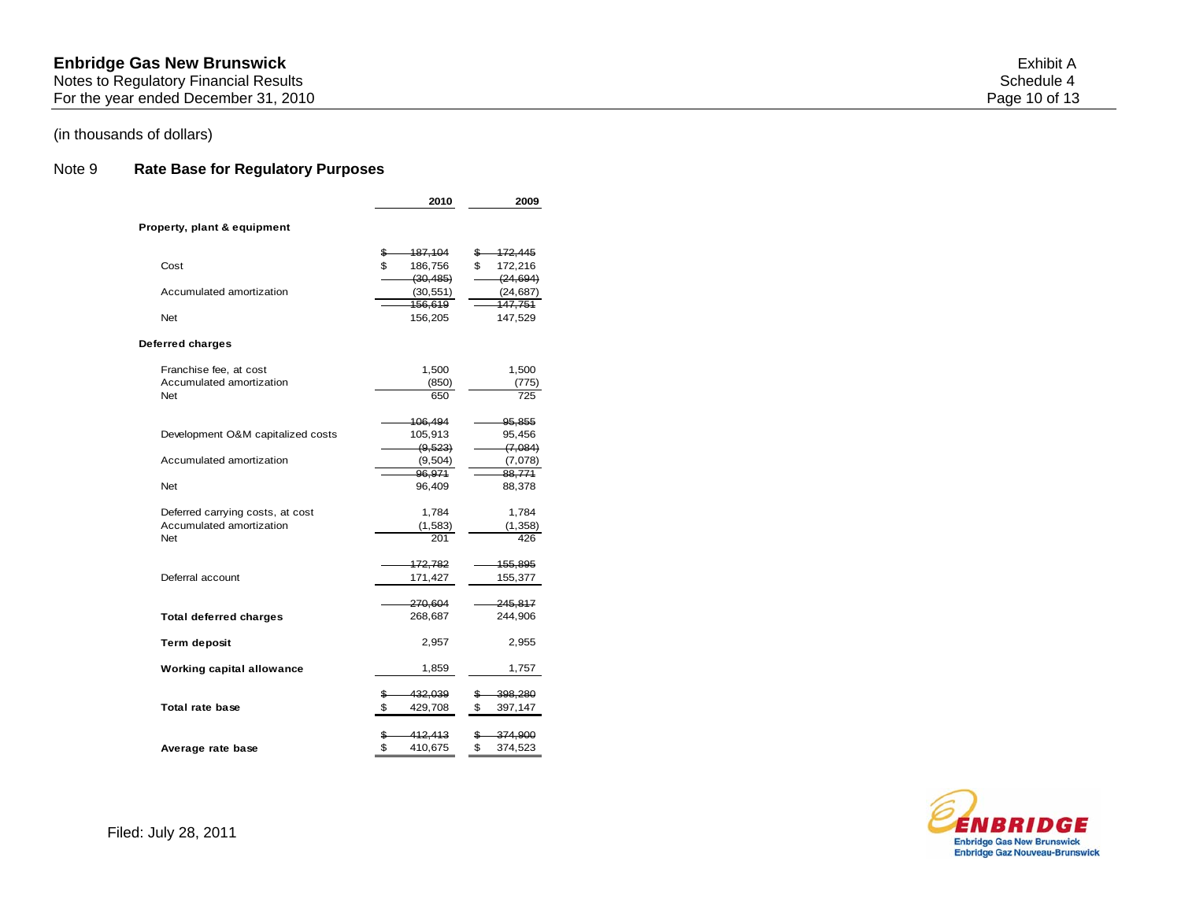# Enbridge Gas New Brunswick

Notes to Regulatory Financial Results
For the year ended December 31, 2010

Exhibit A
Schedule 4
Page 10 of 13

(in thousands of dollars)

## Note 9 Rate Base for Regulatory Purposes

| | 2010 | 2009 |
|---|---|---|
| **Property, plant & equipment** | | |
| | ~~$ 187,104~~ | ~~$ 172,445~~ |
| Cost | $ 186,756 | $ 172,216 |
| | ~~(30,485)~~ | ~~(24,694)~~ |
| Accumulated amortization | (30,551) | (24,687) |
| | ~~156,619~~ | ~~147,751~~ |
| Net | 156,205 | 147,529 |
| **Deferred charges** | | |
| Franchise fee, at cost | 1,500 | 1,500 |
| Accumulated amortization | (850) | (775) |
| Net | 650 | 725 |
| | ~~106,494~~ | ~~95,855~~ |
| Development O&M capitalized costs | 105,913 | 95,456 |
| | ~~(9,523)~~ | ~~(7,084)~~ |
| Accumulated amortization | (9,504) | (7,078) |
| | ~~96,971~~ | ~~88,771~~ |
| Net | 96,409 | 88,378 |
| Deferred carrying costs, at cost | 1,784 | 1,784 |
| Accumulated amortization | (1,583) | (1,358) |
| Net | 201 | 426 |
| | ~~172,782~~ | ~~155,895~~ |
| Deferral account | 171,427 | 155,377 |
| | ~~270,604~~ | ~~245,817~~ |
| **Total deferred charges** | 268,687 | 244,906 |
| **Term deposit** | 2,957 | 2,955 |
| **Working capital allowance** | 1,859 | 1,757 |
| | ~~$ 432,039~~ | ~~$ 398,280~~ |
| **Total rate base** | $ 429,708 | $ 397,147 |
| | ~~$ 412,413~~ | ~~$ 374,900~~ |
| **Average rate base** | $ 410,675 | $ 374,523 |

Filed: July 28, 2011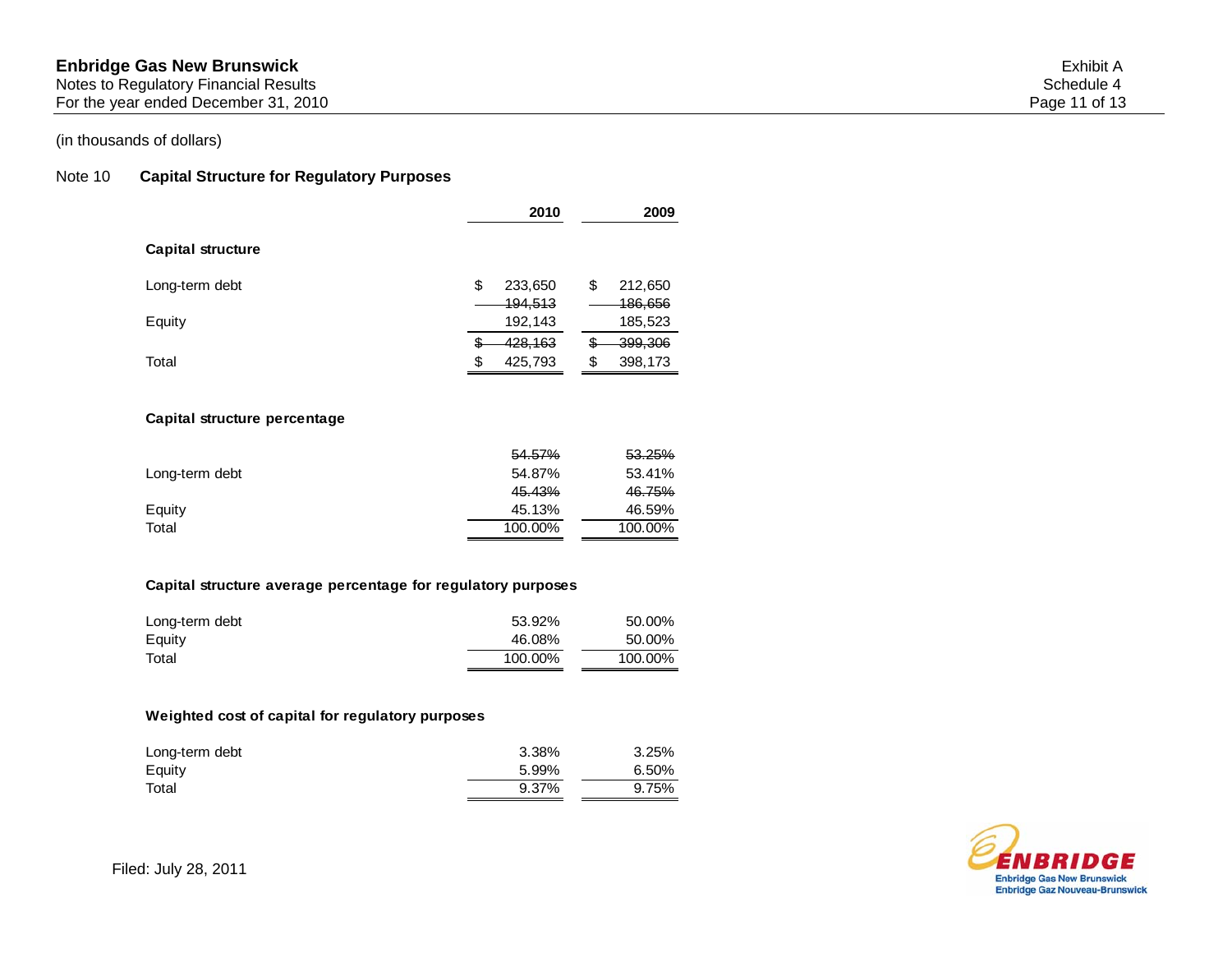(in thousands of dollars)

## Note 10 Capital Structure for Regulatory Purposes

| | 2010 | 2009 |
|---|---|---|
| **Capital structure** | | |
| Long-term debt | $ 233,650 | $ 212,650 |
| | ~~194,513~~ | ~~186,656~~ |
| Equity | 192,143 | 185,523 |
| | ~~$ 428,163~~ | ~~$ 399,306~~ |
| Total | $ 425,793 | $ 398,173 |
| **Capital structure percentage** | | |
| | ~~54.57%~~ | ~~53.25%~~ |
| Long-term debt | 54.87% | 53.41% |
| | ~~45.43%~~ | ~~46.75%~~ |
| Equity | 45.13% | 46.59% |
| Total | 100.00% | 100.00% |
| **Capital structure average percentage for regulatory purposes** | | |
| Long-term debt | 53.92% | 50.00% |
| Equity | 46.08% | 50.00% |
| Total | 100.00% | 100.00% |
| **Weighted cost of capital for regulatory purposes** | | |
| Long-term debt | 3.38% | 3.25% |
| Equity | 5.99% | 6.50% |
| Total | 9.37% | 9.75% |

Filed: July 28, 2011

ENBRIDGE
Enbridge Gas New Brunswick
Enbridge Gaz Nouveau-Brunswick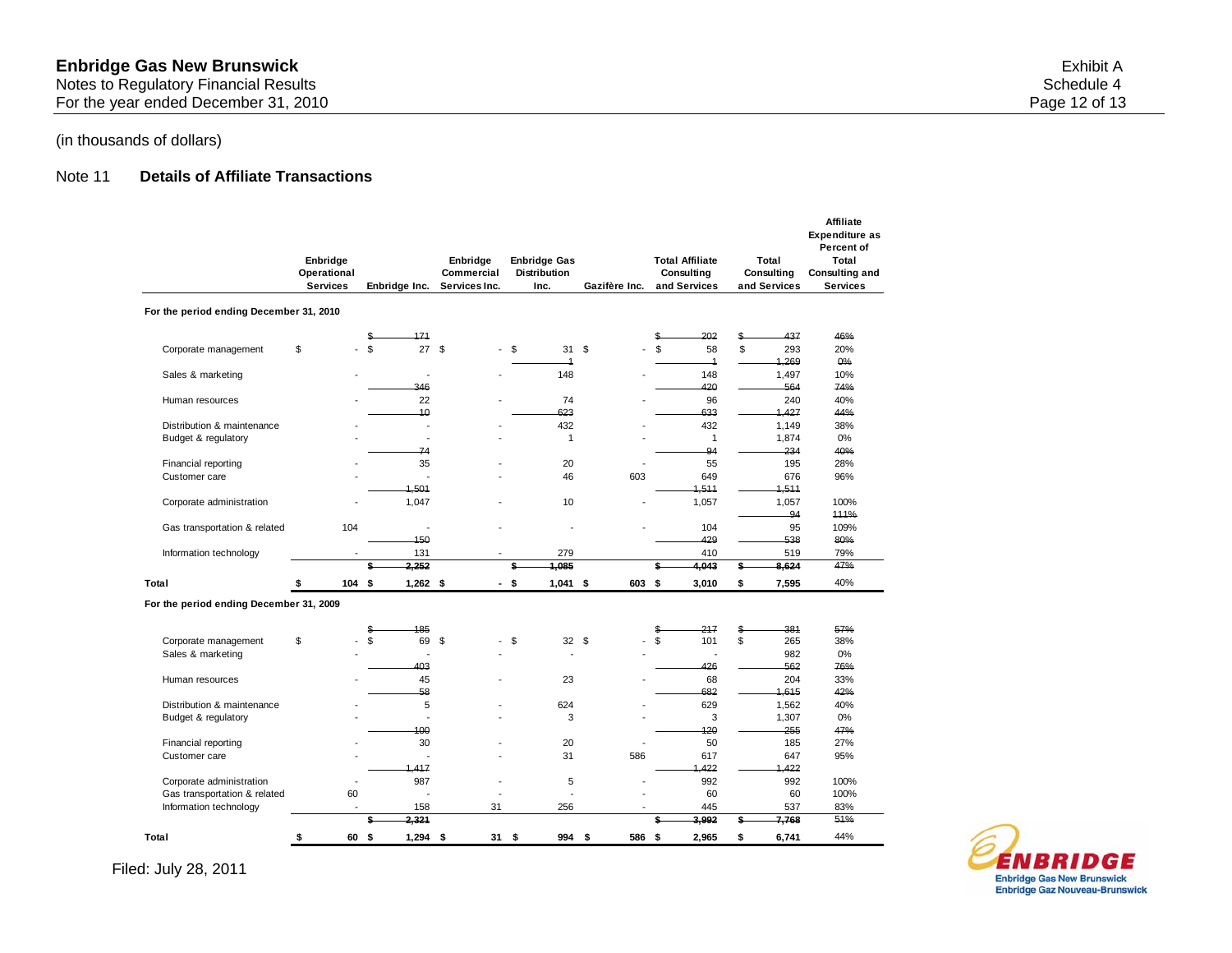# Enbridge Gas New Brunswick

Notes to Regulatory Financial Results
For the year ended December 31, 2010

Exhibit A
Schedule 4
Page 12 of 13

(in thousands of dollars)

## Note 11 **Details of Affiliate Transactions**

| | Enbridge Operational Services | Enbridge Inc. | Enbridge Commercial Services Inc. | Enbridge Gas Distribution Inc. | Gazifère Inc. | Total Affiliate Consulting and Services | Total Consulting and Services | Affiliate Expenditure as Percent of Total Consulting and Services |
|---|---|---|---|---|---|---|---|---|
| **For the period ending December 31, 2010** | | | | | | | | |
| Corporate management | $ - | ~~$ 171~~ $ 27 | $ - | $ 31 | $ - | ~~$ 202~~ $ 58 | ~~$ 437~~ $ 293 | ~~46%~~ 20% |
| Sales & marketing | - | - | - | ~~1~~ 148 | - | ~~1~~ 148 | ~~1,269~~ 1,497 | ~~0%~~ 10% |
| Human resources | - | ~~346~~ 22 | - | 74 | - | ~~420~~ 96 | ~~564~~ 240 | ~~74%~~ 40% |
| Distribution & maintenance | - | ~~10~~ - | - | ~~623~~ 432 | - | ~~633~~ 432 | ~~1,427~~ 1,149 | ~~44%~~ 38% |
| Budget & regulatory | - | - | - | 1 | - | 1 | 1,874 | 0% |
| Financial reporting | - | ~~74~~ 35 | - | 20 | - | ~~94~~ 55 | ~~234~~ 195 | ~~40%~~ 28% |
| Customer care | - | - | - | 46 | 603 | 649 | 676 | 96% |
| Corporate administration | - | ~~1,501~~ 1,047 | - | 10 | - | ~~1,511~~ 1,057 | ~~1,511~~ 1,057 | 100% |
| Gas transportation & related | 104 | - | - | - | - | 104 | ~~94~~ 95 | ~~111%~~ 109% |
| Information technology | - | ~~150~~ 131 | - | 279 | | ~~429~~ 410 | ~~538~~ 519 | ~~80%~~ 79% |
| **Total** | **$ 104** | ~~$ 2,252~~ **$ 1,262** | **$ -** | ~~$ 1,085~~ **$ 1,041** | **$ 603** | ~~$ 4,043~~ **$ 3,010** | ~~$ 8,624~~ **$ 7,595** | ~~47%~~ 40% |
| **For the period ending December 31, 2009** | | | | | | | | |
| Corporate management | $ - | ~~$ 185~~ $ 69 | $ - | $ 32 | $ - | ~~$ 217~~ $ 101 | ~~$ 381~~ $ 265 | ~~57%~~ 38% |
| Sales & marketing | - | - | - | - | - | - | 982 | 0% |
| Human resources | - | ~~403~~ 45 | - | 23 | - | ~~426~~ 68 | ~~562~~ 204 | ~~76%~~ 33% |
| Distribution & maintenance | - | ~~58~~ 5 | - | 624 | - | ~~682~~ 629 | ~~1,615~~ 1,562 | ~~42%~~ 40% |
| Budget & regulatory | - | - | - | 3 | - | 3 | 1,307 | 0% |
| Financial reporting | - | ~~100~~ 30 | - | 20 | - | ~~120~~ 50 | ~~255~~ 185 | ~~47%~~ 27% |
| Customer care | - | - | - | 31 | 586 | 617 | 647 | 95% |
| Corporate administration | - | ~~1,417~~ 987 | - | 5 | - | ~~1,422~~ 992 | ~~1,422~~ 992 | 100% |
| Gas transportation & related | 60 | - | - | - | - | 60 | 60 | 100% |
| Information technology | - | 158 | 31 | 256 | - | 445 | 537 | 83% |
| **Total** | **$ 60** | ~~$ 2,321~~ **$ 1,294** | **$ 31** | **$ 994** | **$ 586** | ~~$ 3,992~~ **$ 2,965** | ~~$ 7,768~~ **$ 6,741** | ~~51%~~ 44% |

Filed: July 28, 2011

ENBRIDGE
Enbridge Gas New Brunswick
Enbridge Gaz Nouveau-Brunswick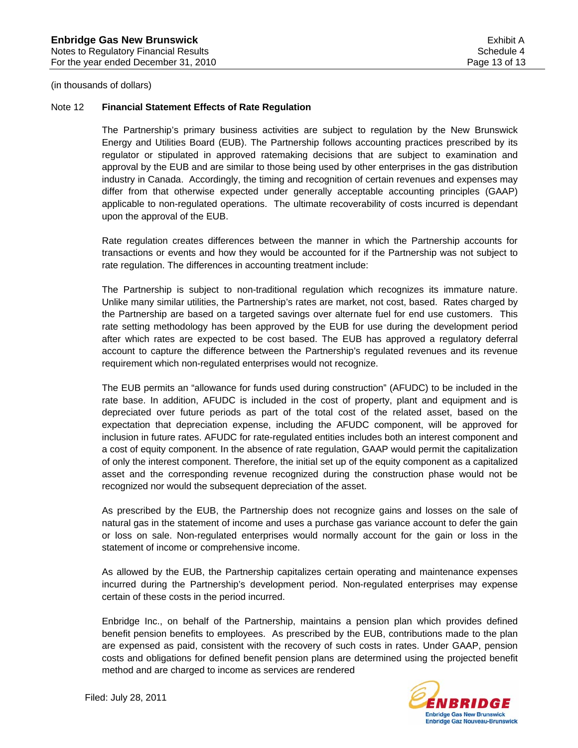(in thousands of dollars)

Note 12 **Financial Statement Effects of Rate Regulation**

The Partnership's primary business activities are subject to regulation by the New Brunswick Energy and Utilities Board (EUB). The Partnership follows accounting practices prescribed by its regulator or stipulated in approved ratemaking decisions that are subject to examination and approval by the EUB and are similar to those being used by other enterprises in the gas distribution industry in Canada. Accordingly, the timing and recognition of certain revenues and expenses may differ from that otherwise expected under generally acceptable accounting principles (GAAP) applicable to non-regulated operations. The ultimate recoverability of costs incurred is dependant upon the approval of the EUB.

Rate regulation creates differences between the manner in which the Partnership accounts for transactions or events and how they would be accounted for if the Partnership was not subject to rate regulation. The differences in accounting treatment include:

The Partnership is subject to non-traditional regulation which recognizes its immature nature. Unlike many similar utilities, the Partnership's rates are market, not cost, based. Rates charged by the Partnership are based on a targeted savings over alternate fuel for end use customers. This rate setting methodology has been approved by the EUB for use during the development period after which rates are expected to be cost based. The EUB has approved a regulatory deferral account to capture the difference between the Partnership's regulated revenues and its revenue requirement which non-regulated enterprises would not recognize.

The EUB permits an "allowance for funds used during construction" (AFUDC) to be included in the rate base. In addition, AFUDC is included in the cost of property, plant and equipment and is depreciated over future periods as part of the total cost of the related asset, based on the expectation that depreciation expense, including the AFUDC component, will be approved for inclusion in future rates. AFUDC for rate-regulated entities includes both an interest component and a cost of equity component. In the absence of rate regulation, GAAP would permit the capitalization of only the interest component. Therefore, the initial set up of the equity component as a capitalized asset and the corresponding revenue recognized during the construction phase would not be recognized nor would the subsequent depreciation of the asset.

As prescribed by the EUB, the Partnership does not recognize gains and losses on the sale of natural gas in the statement of income and uses a purchase gas variance account to defer the gain or loss on sale. Non-regulated enterprises would normally account for the gain or loss in the statement of income or comprehensive income.

As allowed by the EUB, the Partnership capitalizes certain operating and maintenance expenses incurred during the Partnership's development period. Non-regulated enterprises may expense certain of these costs in the period incurred.

Enbridge Inc., on behalf of the Partnership, maintains a pension plan which provides defined benefit pension benefits to employees. As prescribed by the EUB, contributions made to the plan are expensed as paid, consistent with the recovery of such costs in rates. Under GAAP, pension costs and obligations for defined benefit pension plans are determined using the projected benefit method and are charged to income as services are rendered

Filed: July 28, 2011